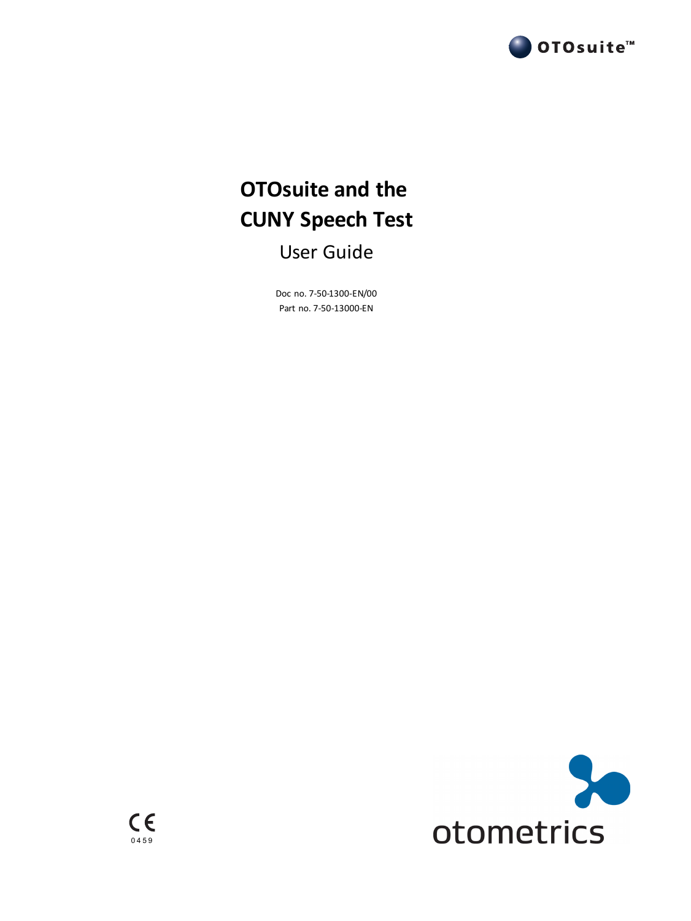OTOsuite™

# OTOsuite and the CUNY Speech Test

## User Guide

Doc no. 7-50-1300-EN/00

Part no. 7-50-13000-EN

CE 0459

otometrics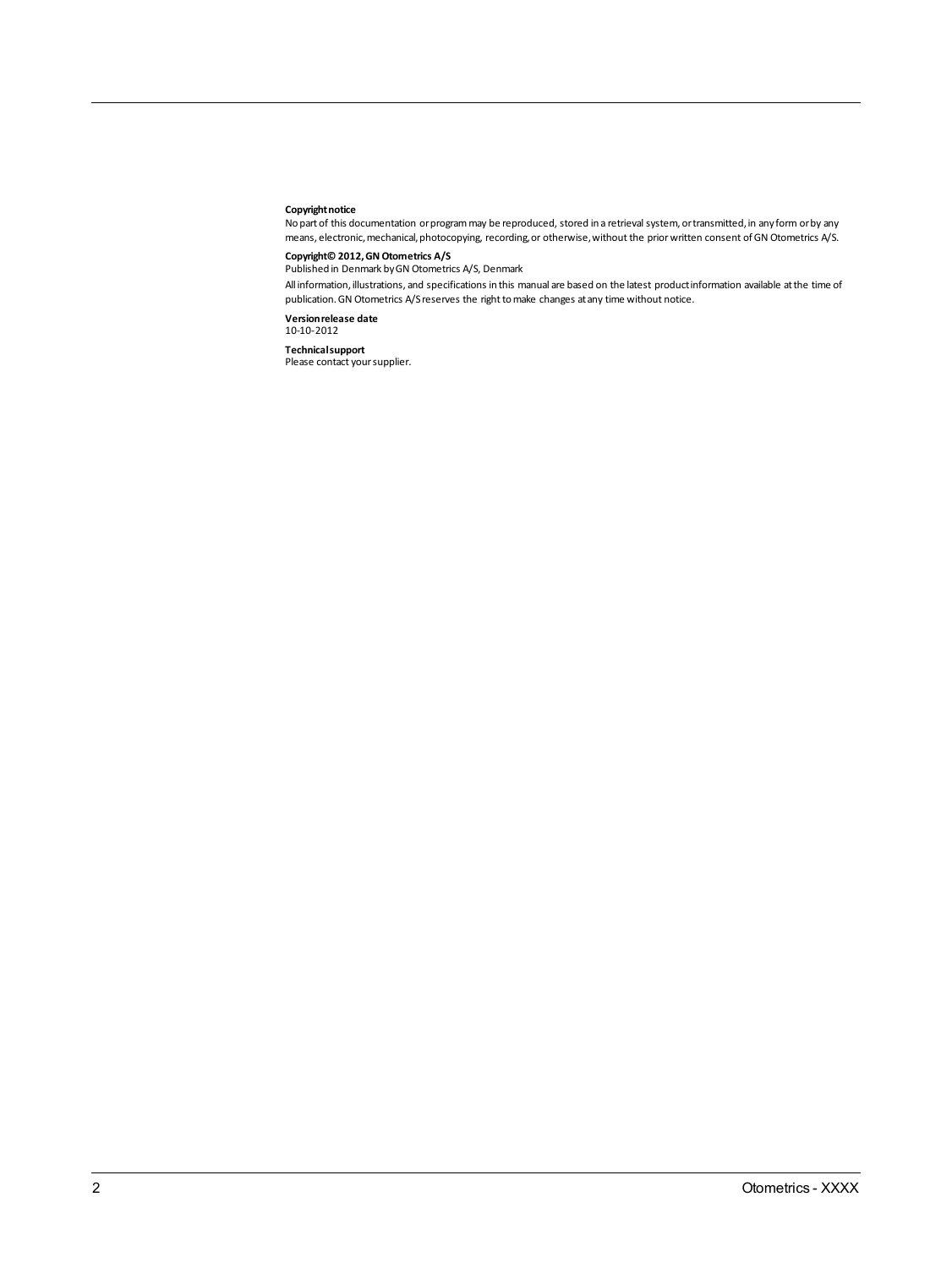**Copyright notice**

No part of this documentation or program may be reproduced, stored in a retrieval system, or transmitted, in any form or by any means, electronic, mechanical, photocopying, recording, or otherwise, without the prior written consent of GN Otometrics A/S.

**Copyright© 2012, GN Otometrics A/S**

Published in Denmark by GN Otometrics A/S, Denmark

All information, illustrations, and specifications in this manual are based on the latest product information available at the time of publication. GN Otometrics A/S reserves the right to make changes at any time without notice.

**Version release date**

10-10-2012

**Technical support**

Please contact your supplier.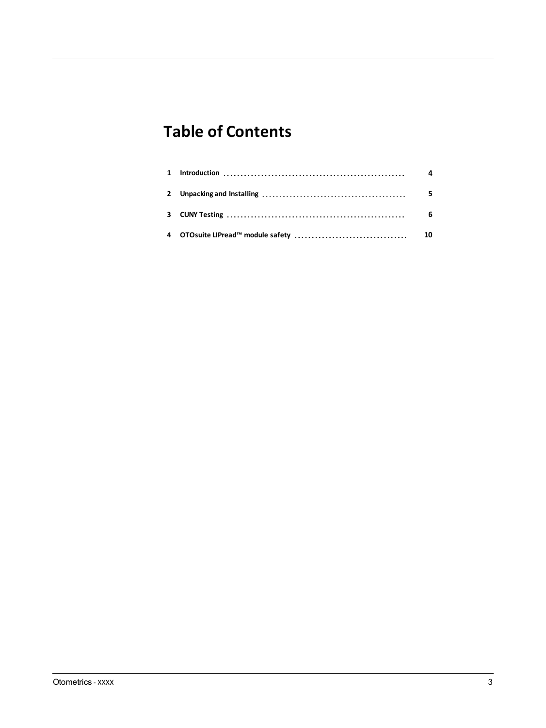# Table of Contents

| | | |
|---|---|---|
| 1 | Introduction | 4 |
| 2 | Unpacking and Installing | 5 |
| 3 | CUNY Testing | 6 |
| 4 | OTOsuite LIPread™ module safety | 10 |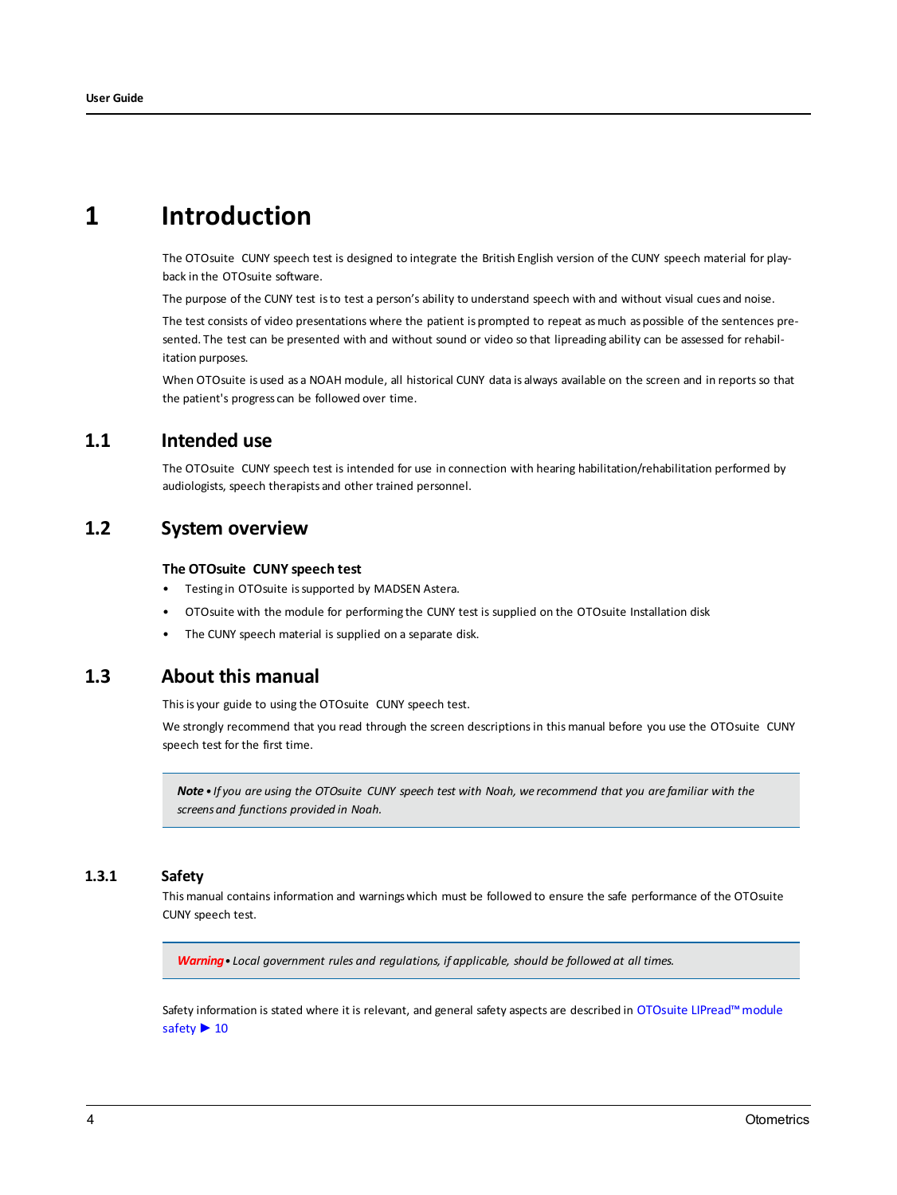# 1 Introduction

The OTOsuite  CUNY speech test is designed to integrate the British English version of the CUNY speech material for play-back in the OTOsuite software.

The purpose of the CUNY test is to test a person's ability to understand speech with and without visual cues and noise.

The test consists of video presentations where the patient is prompted to repeat as much as possible of the sentences presented. The test can be presented with and without sound or video so that lipreading ability can be assessed for rehabilitation purposes.

When OTOsuite is used as a NOAH module, all historical CUNY data is always available on the screen and in reports so that the patient's progress can be followed over time.

## 1.1 Intended use

The OTOsuite  CUNY speech test is intended for use in connection with hearing habilitation/rehabilitation performed by audiologists, speech therapists and other trained personnel.

## 1.2 System overview

**The OTOsuite  CUNY speech test**

- Testing in OTOsuite is supported by MADSEN Astera.
- OTOsuite with the module for performing the CUNY test is supplied on the OTOsuite Installation disk
- The CUNY speech material is supplied on a separate disk.

## 1.3 About this manual

This is your guide to using the OTOsuite  CUNY speech test.

We strongly recommend that you read through the screen descriptions in this manual before you use the OTOsuite  CUNY speech test for the first time.

> ***Note*** • *If you are using the OTOsuite  CUNY speech test with Noah, we recommend that you are familiar with the screens and functions provided in Noah.*

### 1.3.1 Safety

This manual contains information and warnings which must be followed to ensure the safe performance of the OTOsuite CUNY speech test.

> ***Warning*** • *Local government rules and regulations, if applicable, should be followed at all times.*

Safety information is stated where it is relevant, and general safety aspects are described in OTOsuite LIPread™ module safety ▶ 10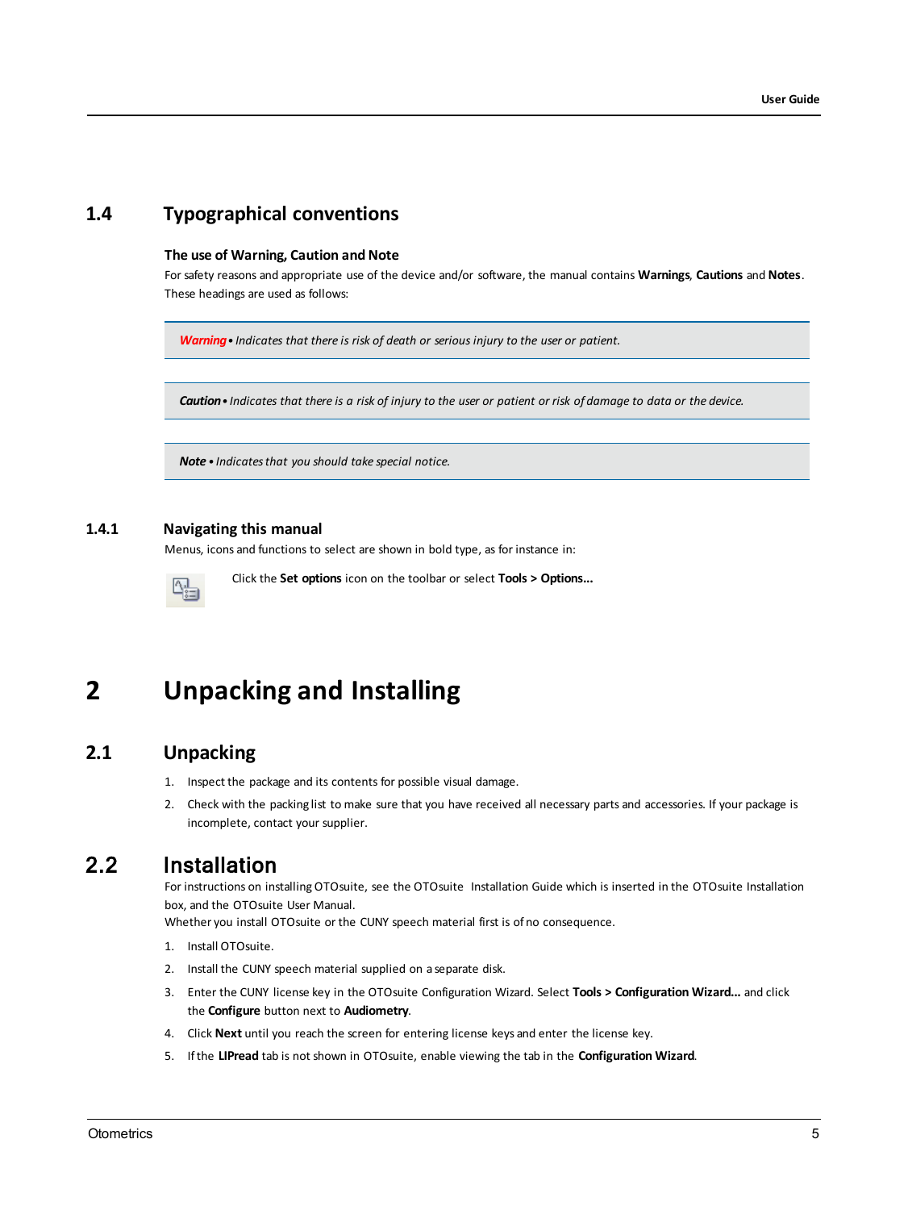## 1.4 Typographical conventions

**The use of Warning, Caution and Note**

For safety reasons and appropriate use of the device and/or software, the manual contains **Warnings**, **Cautions** and **Notes**. These headings are used as follows:

> ***Warning*** • *Indicates that there is risk of death or serious injury to the user or patient.*

> ***Caution*** • *Indicates that there is a risk of injury to the user or patient or risk of damage to data or the device.*

> ***Note*** • *Indicates that you should take special notice.*

### 1.4.1 Navigating this manual

Menus, icons and functions to select are shown in bold type, as for instance in:

Click the **Set options** icon on the toolbar or select **Tools > Options...**

# 2 Unpacking and Installing

## 2.1 Unpacking

1. Inspect the package and its contents for possible visual damage.
2. Check with the packing list to make sure that you have received all necessary parts and accessories. If your package is incomplete, contact your supplier.

## 2.2 Installation

For instructions on installing OTOsuite, see the OTOsuite Installation Guide which is inserted in the OTOsuite Installation box, and the OTOsuite User Manual.

Whether you install OTOsuite or the CUNY speech material first is of no consequence.

1. Install OTOsuite.
2. Install the CUNY speech material supplied on a separate disk.
3. Enter the CUNY license key in the OTOsuite Configuration Wizard. Select **Tools > Configuration Wizard...** and click the **Configure** button next to **Audiometry**.
4. Click **Next** until you reach the screen for entering license keys and enter the license key.
5. If the **LIPread** tab is not shown in OTOsuite, enable viewing the tab in the **Configuration Wizard**.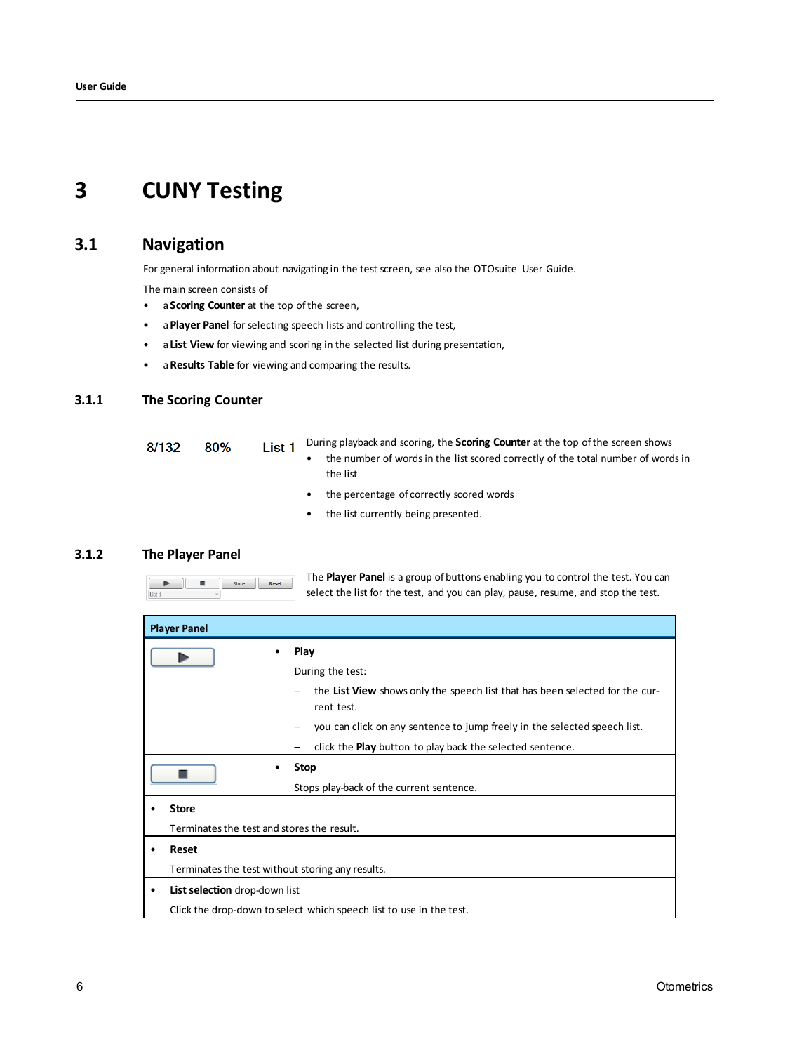# 3 CUNY Testing

## 3.1 Navigation

For general information about navigating in the test screen, see also the OTOsuite User Guide.

The main screen consists of

- a **Scoring Counter** at the top of the screen,
- a **Player Panel** for selecting speech lists and controlling the test,
- a **List View** for viewing and scoring in the selected list during presentation,
- a **Results Table** for viewing and comparing the results.

### 3.1.1 The Scoring Counter

8/132 80% List 1

During playback and scoring, the **Scoring Counter** at the top of the screen shows

- the number of words in the list scored correctly of the total number of words in the list
- the percentage of correctly scored words
- the list currently being presented.

### 3.1.2 The Player Panel

The **Player Panel** is a group of buttons enabling you to control the test. You can select the list for the test, and you can play, pause, resume, and stop the test.

| Player Panel | |
|---|---|
| ▶ | • **Play**<br>During the test:<br>– the **List View** shows only the speech list that has been selected for the current test.<br>– you can click on any sentence to jump freely in the selected speech list.<br>– click the **Play** button to play back the selected sentence. |
| ■ | • **Stop**<br>Stops play-back of the current sentence. |
| • **Store**<br>Terminates the test and stores the result. | |
| • **Reset**<br>Terminates the test without storing any results. | |
| • **List selection** drop-down list<br>Click the drop-down to select which speech list to use in the test. | |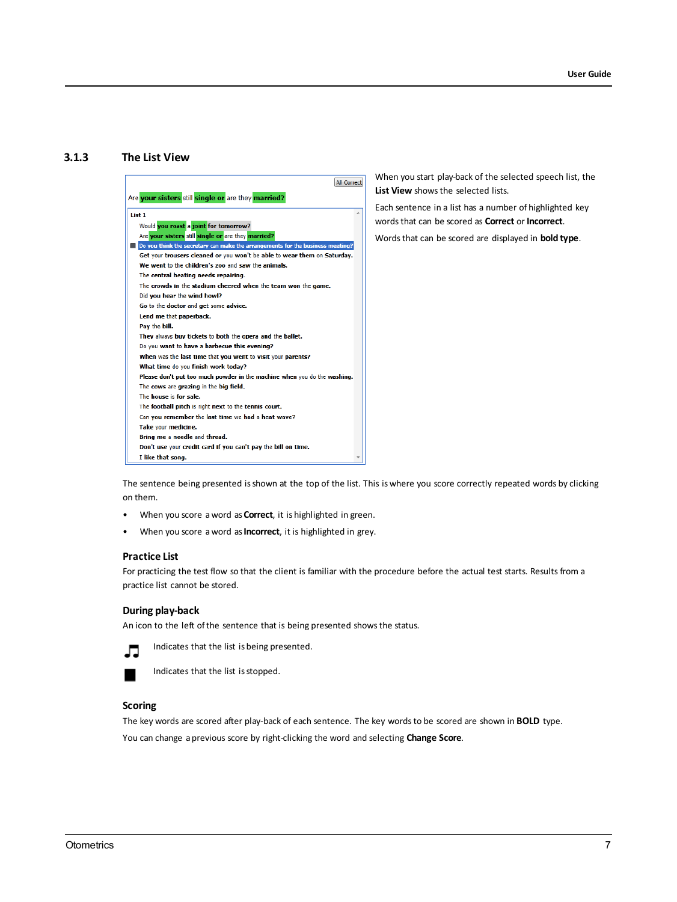### 3.1.3 The List View

When you start play-back of the selected speech list, the **List View** shows the selected lists.

Each sentence in a list has a number of highlighted key words that can be scored as **Correct** or **Incorrect**.

Words that can be scored are displayed in **bold type**.

The sentence being presented is shown at the top of the list. This is where you score correctly repeated words by clicking on them.

- When you score a word as **Correct**, it is highlighted in green.
- When you score a word as **Incorrect**, it is highlighted in grey.

#### Practice List

For practicing the test flow so that the client is familiar with the procedure before the actual test starts. Results from a practice list cannot be stored.

#### During play-back

An icon to the left of the sentence that is being presented shows the status.

♫ Indicates that the list is being presented.

■ Indicates that the list is stopped.

#### Scoring

The key words are scored after play-back of each sentence. The key words to be scored are shown in **BOLD** type.

You can change a previous score by right-clicking the word and selecting **Change Score**.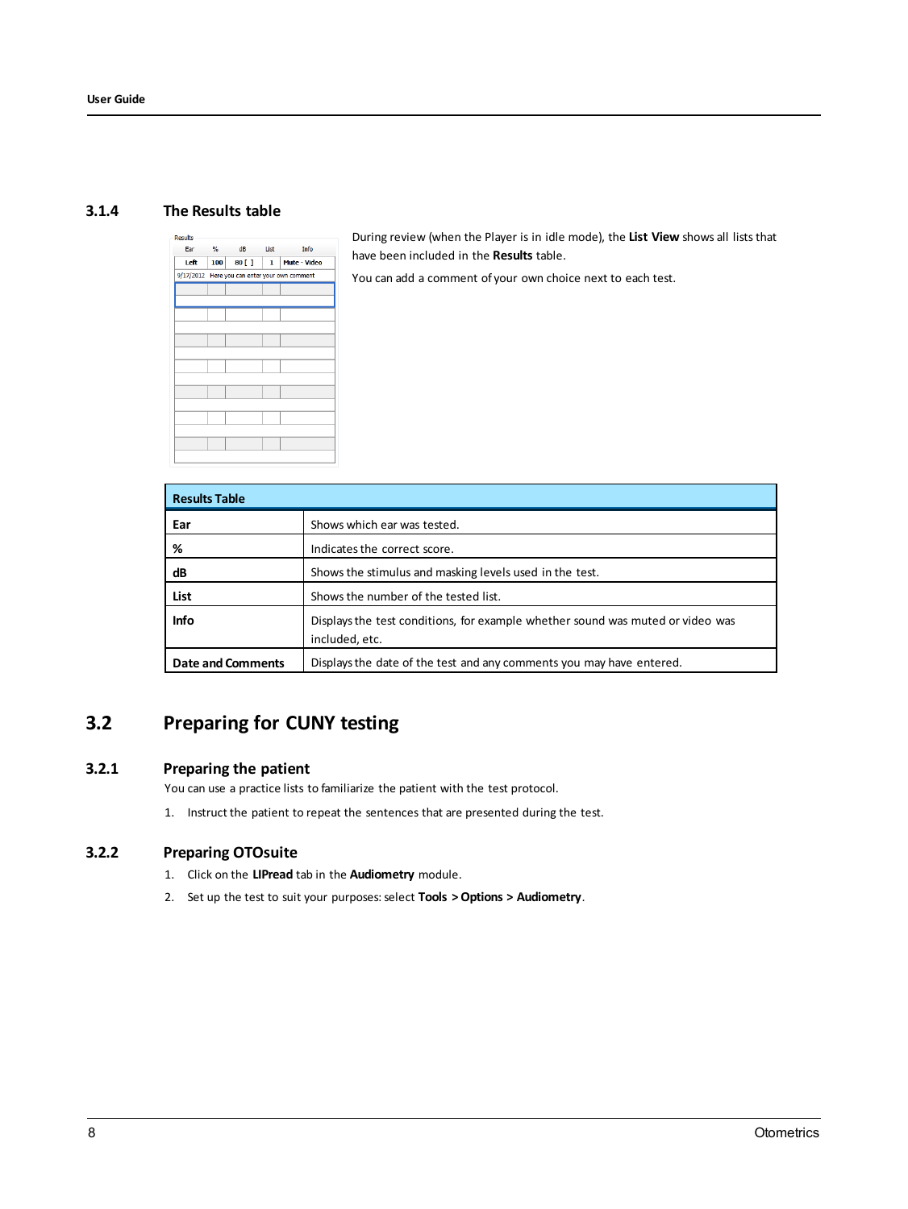### 3.1.4 The Results table

During review (when the Player is in idle mode), the **List View** shows all lists that have been included in the **Results** table.

You can add a comment of your own choice next to each test.

| Results Table | |
|---|---|
| **Ear** | Shows which ear was tested. |
| **%** | Indicates the correct score. |
| **dB** | Shows the stimulus and masking levels used in the test. |
| **List** | Shows the number of the tested list. |
| **Info** | Displays the test conditions, for example whether sound was muted or video was included, etc. |
| **Date and Comments** | Displays the date of the test and any comments you may have entered. |

## 3.2 Preparing for CUNY testing

### 3.2.1 Preparing the patient

You can use a practice lists to familiarize the patient with the test protocol.

1. Instruct the patient to repeat the sentences that are presented during the test.

### 3.2.2 Preparing OTOsuite

1. Click on the **LIPread** tab in the **Audiometry** module.
2. Set up the test to suit your purposes: select **Tools > Options > Audiometry**.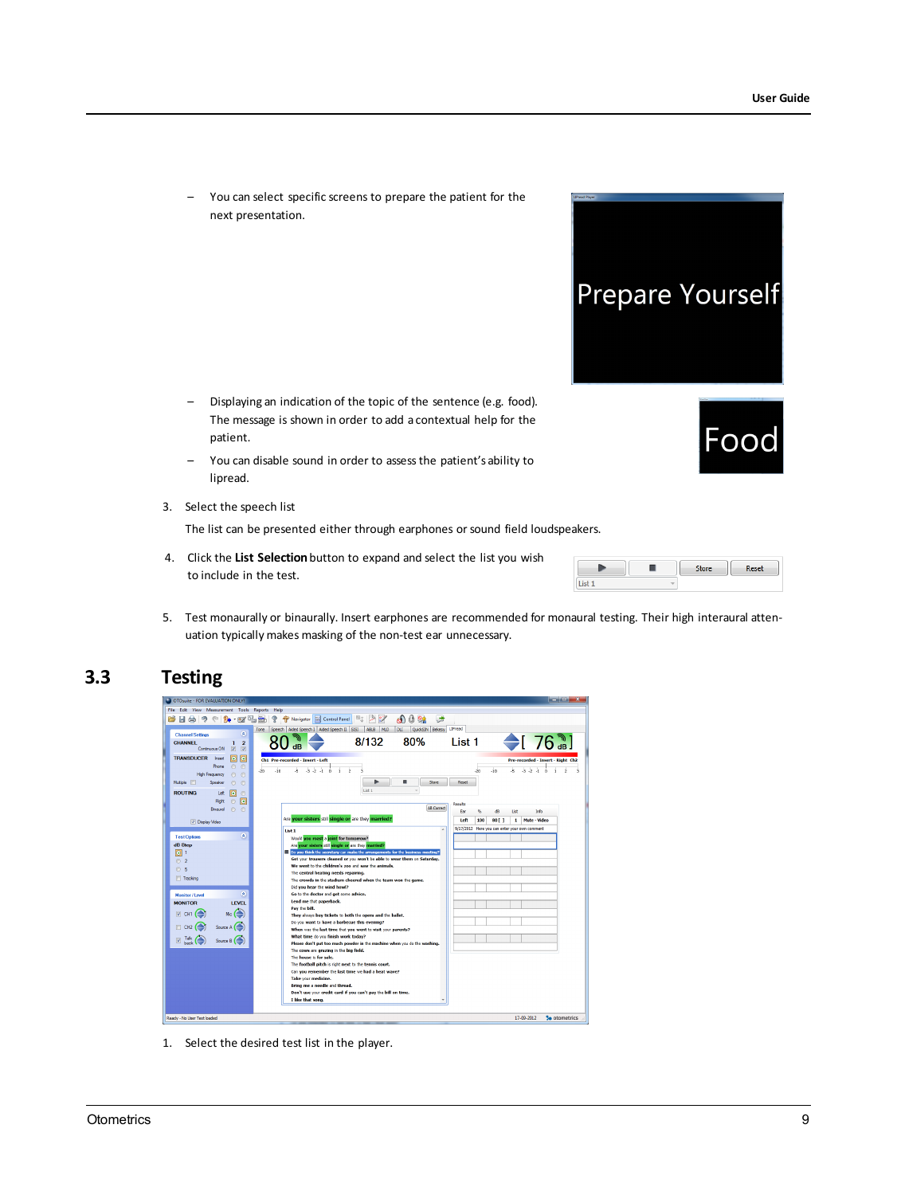- You can select specific screens to prepare the patient for the next presentation.

- Displaying an indication of the topic of the sentence (e.g. food). The message is shown in order to add a contextual help for the patient.

- You can disable sound in order to assess the patient's ability to lipread.

3. Select the speech list

   The list can be presented either through earphones or sound field loudspeakers.

4. Click the **List Selection** button to expand and select the list you wish to include in the test.

5. Test monaurally or binaurally. Insert earphones are recommended for monaural testing. Their high interaural attenuation typically makes masking of the non-test ear unnecessary.

## 3.3 Testing

1. Select the desired test list in the player.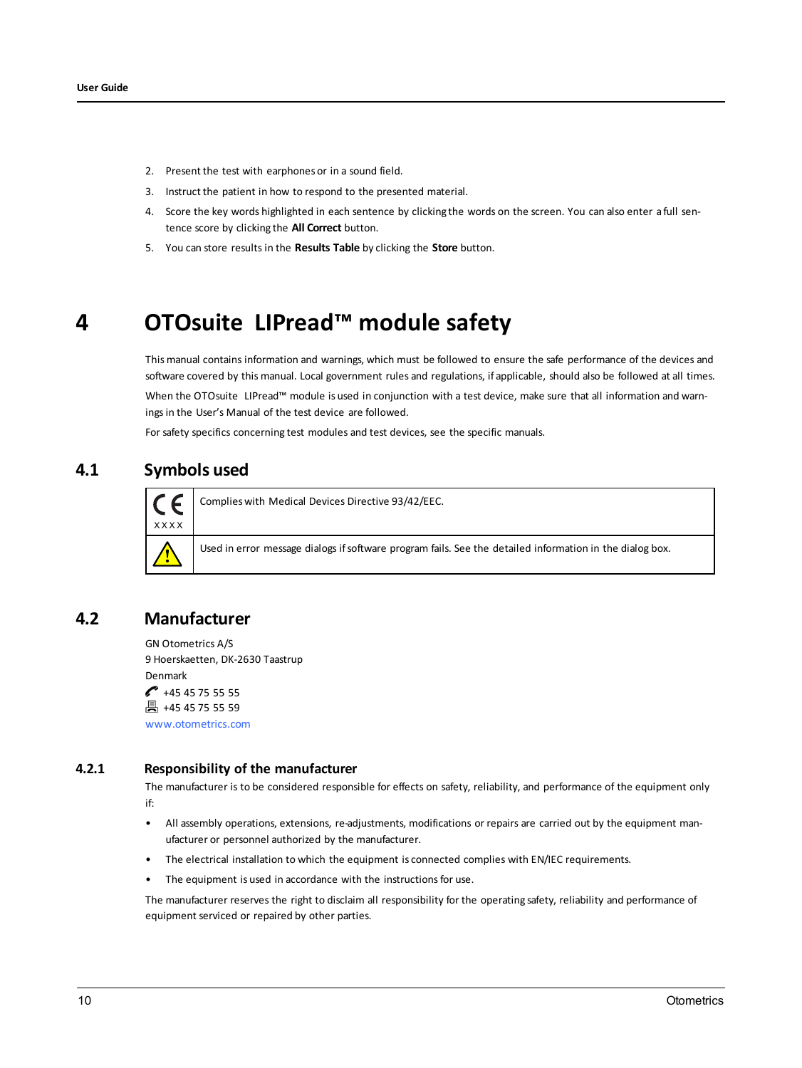2. Present the test with earphones or in a sound field.
3. Instruct the patient in how to respond to the presented material.
4. Score the key words highlighted in each sentence by clicking the words on the screen. You can also enter a full sentence score by clicking the **All Correct** button.
5. You can store results in the **Results Table** by clicking the **Store** button.

# 4 OTOsuite LIPread™ module safety

This manual contains information and warnings, which must be followed to ensure the safe performance of the devices and software covered by this manual. Local government rules and regulations, if applicable, should also be followed at all times.

When the OTOsuite LIPread™ module is used in conjunction with a test device, make sure that all information and warnings in the User's Manual of the test device are followed.

For safety specifics concerning test modules and test devices, see the specific manuals.

## 4.1 Symbols used

| | |
|---|---|
| CE XXXX | Complies with Medical Devices Directive 93/42/EEC. |
| ⚠ | Used in error message dialogs if software program fails. See the detailed information in the dialog box. |

## 4.2 Manufacturer

GN Otometrics A/S
9 Hoerskaetten, DK-2630 Taastrup
Denmark
+45 45 75 55 55
+45 45 75 55 59
www.otometrics.com

### 4.2.1 Responsibility of the manufacturer

The manufacturer is to be considered responsible for effects on safety, reliability, and performance of the equipment only if:

- All assembly operations, extensions, re-adjustments, modifications or repairs are carried out by the equipment manufacturer or personnel authorized by the manufacturer.
- The electrical installation to which the equipment is connected complies with EN/IEC requirements.
- The equipment is used in accordance with the instructions for use.

The manufacturer reserves the right to disclaim all responsibility for the operating safety, reliability and performance of equipment serviced or repaired by other parties.